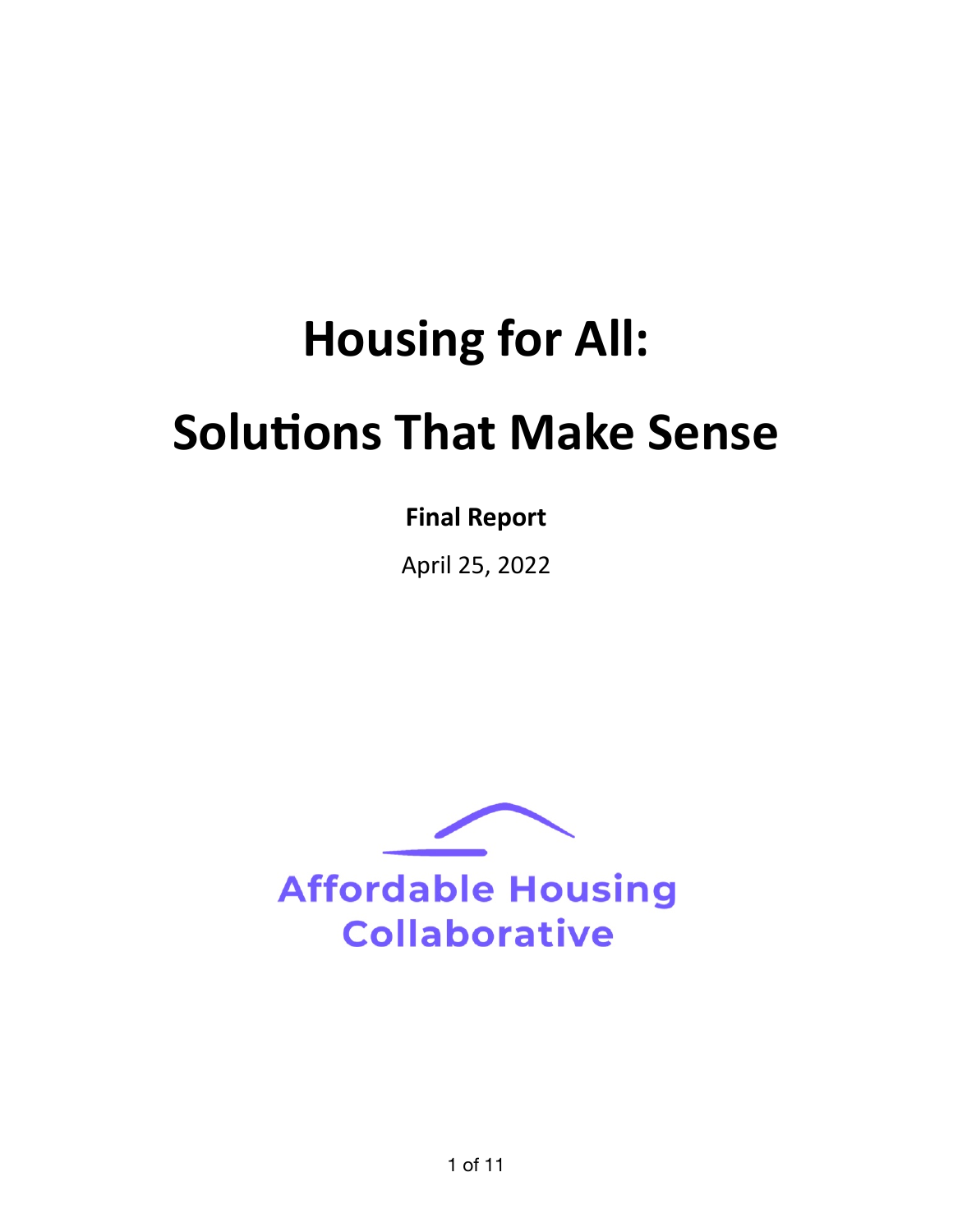# Housing for All:

# Solutions That Make Sense

**Final Report**

April 25, 2022

Affordable Housing Collaborative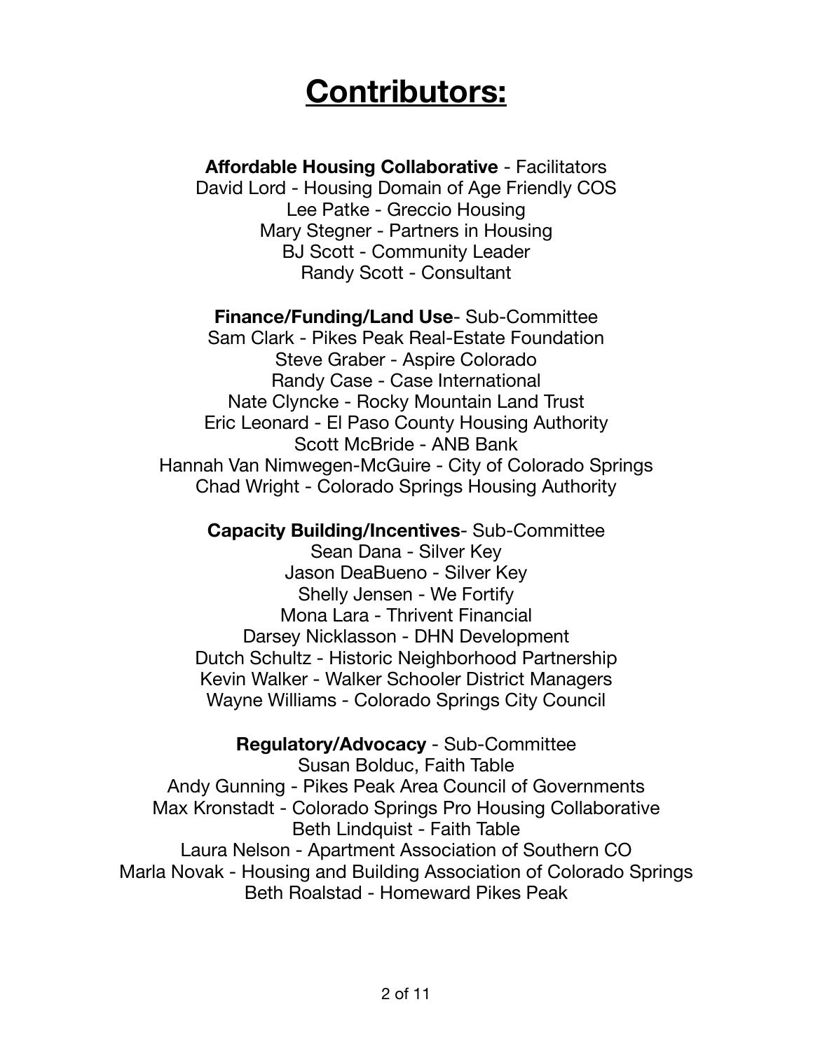# Contributors:

**Affordable Housing Collaborative** - Facilitators
David Lord - Housing Domain of Age Friendly COS
Lee Patke - Greccio Housing
Mary Stegner - Partners in Housing
BJ Scott - Community Leader
Randy Scott - Consultant

**Finance/Funding/Land Use**- Sub-Committee
Sam Clark - Pikes Peak Real-Estate Foundation
Steve Graber - Aspire Colorado
Randy Case - Case International
Nate Clyncke - Rocky Mountain Land Trust
Eric Leonard - El Paso County Housing Authority
Scott McBride - ANB Bank
Hannah Van Nimwegen-McGuire - City of Colorado Springs
Chad Wright - Colorado Springs Housing Authority

**Capacity Building/Incentives**- Sub-Committee
Sean Dana - Silver Key
Jason DeaBueno - Silver Key
Shelly Jensen - We Fortify
Mona Lara - Thrivent Financial
Darsey Nicklasson - DHN Development
Dutch Schultz - Historic Neighborhood Partnership
Kevin Walker - Walker Schooler District Managers
Wayne Williams - Colorado Springs City Council

**Regulatory/Advocacy** - Sub-Committee
Susan Bolduc, Faith Table
Andy Gunning - Pikes Peak Area Council of Governments
Max Kronstadt - Colorado Springs Pro Housing Collaborative
Beth Lindquist - Faith Table
Laura Nelson - Apartment Association of Southern CO
Marla Novak - Housing and Building Association of Colorado Springs
Beth Roalstad - Homeward Pikes Peak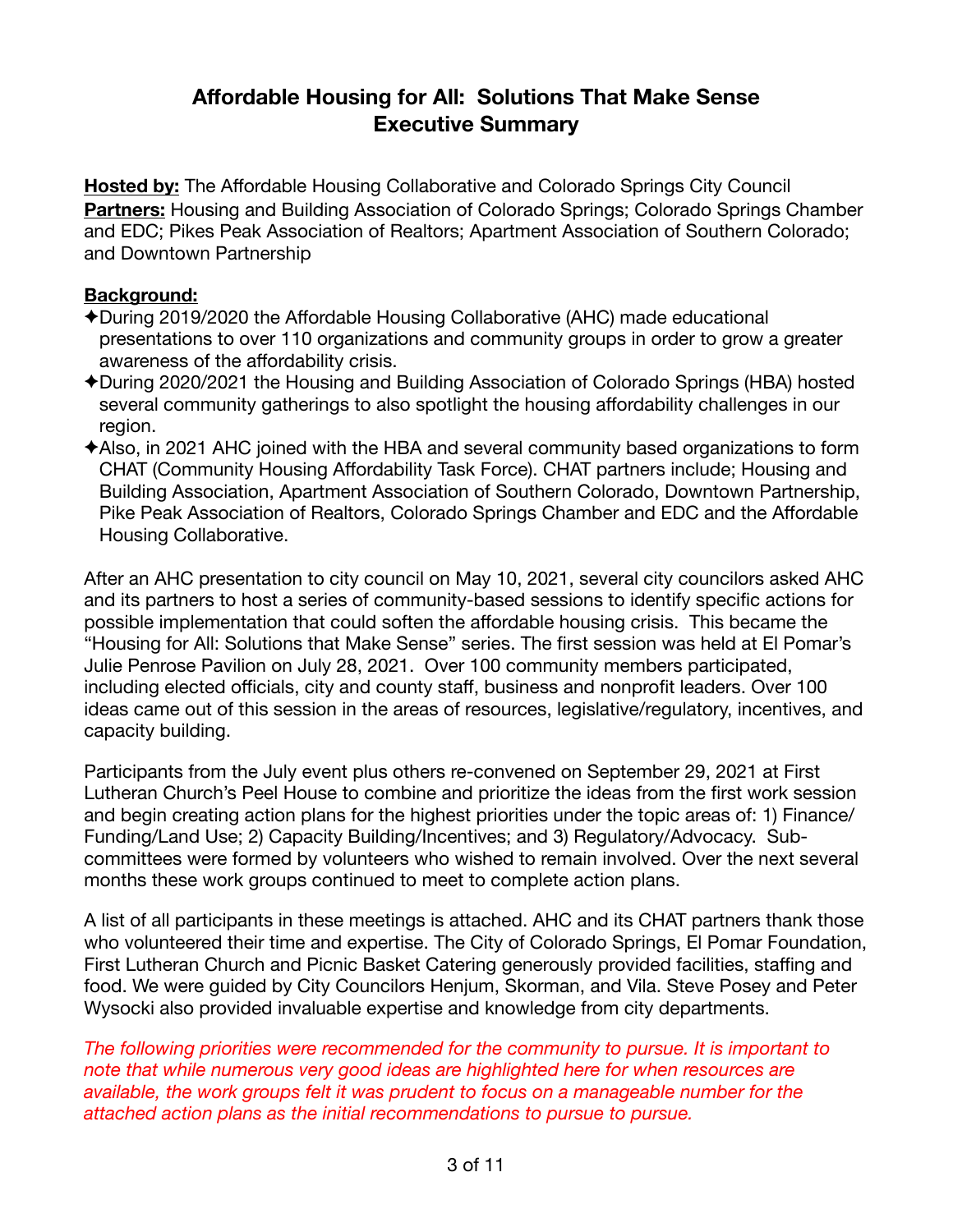# Affordable Housing for All: Solutions That Make Sense
# Executive Summary

**Hosted by:** The Affordable Housing Collaborative and Colorado Springs City Council
**Partners:** Housing and Building Association of Colorado Springs; Colorado Springs Chamber and EDC; Pikes Peak Association of Realtors; Apartment Association of Southern Colorado; and Downtown Partnership

**Background:**

✦During 2019/2020 the Affordable Housing Collaborative (AHC) made educational presentations to over 110 organizations and community groups in order to grow a greater awareness of the affordability crisis.

✦During 2020/2021 the Housing and Building Association of Colorado Springs (HBA) hosted several community gatherings to also spotlight the housing affordability challenges in our region.

✦Also, in 2021 AHC joined with the HBA and several community based organizations to form CHAT (Community Housing Affordability Task Force). CHAT partners include; Housing and Building Association, Apartment Association of Southern Colorado, Downtown Partnership, Pike Peak Association of Realtors, Colorado Springs Chamber and EDC and the Affordable Housing Collaborative.

After an AHC presentation to city council on May 10, 2021, several city councilors asked AHC and its partners to host a series of community-based sessions to identify specific actions for possible implementation that could soften the affordable housing crisis. This became the "Housing for All: Solutions that Make Sense" series. The first session was held at El Pomar's Julie Penrose Pavilion on July 28, 2021. Over 100 community members participated, including elected officials, city and county staff, business and nonprofit leaders. Over 100 ideas came out of this session in the areas of resources, legislative/regulatory, incentives, and capacity building.

Participants from the July event plus others re-convened on September 29, 2021 at First Lutheran Church's Peel House to combine and prioritize the ideas from the first work session and begin creating action plans for the highest priorities under the topic areas of: 1) Finance/ Funding/Land Use; 2) Capacity Building/Incentives; and 3) Regulatory/Advocacy. Sub-committees were formed by volunteers who wished to remain involved. Over the next several months these work groups continued to meet to complete action plans.

A list of all participants in these meetings is attached. AHC and its CHAT partners thank those who volunteered their time and expertise. The City of Colorado Springs, El Pomar Foundation, First Lutheran Church and Picnic Basket Catering generously provided facilities, staffing and food. We were guided by City Councilors Henjum, Skorman, and Vila. Steve Posey and Peter Wysocki also provided invaluable expertise and knowledge from city departments.

*The following priorities were recommended for the community to pursue. It is important to note that while numerous very good ideas are highlighted here for when resources are available, the work groups felt it was prudent to focus on a manageable number for the attached action plans as the initial recommendations to pursue to pursue.*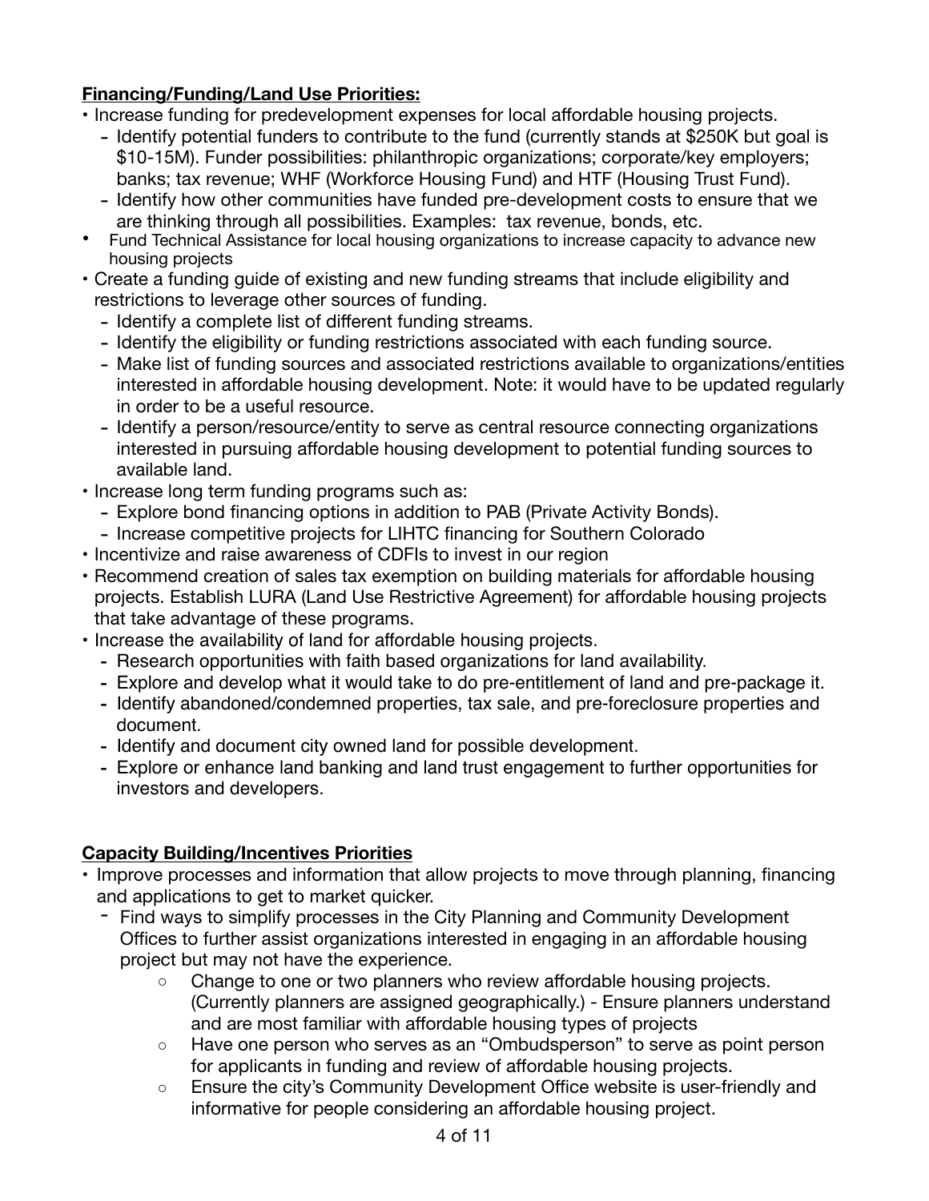**Financing/Funding/Land Use Priorities:**

- Increase funding for predevelopment expenses for local affordable housing projects.
  - Identify potential funders to contribute to the fund (currently stands at $250K but goal is $10-15M). Funder possibilities: philanthropic organizations; corporate/key employers; banks; tax revenue; WHF (Workforce Housing Fund) and HTF (Housing Trust Fund).
  - Identify how other communities have funded pre-development costs to ensure that we are thinking through all possibilities. Examples: tax revenue, bonds, etc.
- Fund Technical Assistance for local housing organizations to increase capacity to advance new housing projects
- Create a funding guide of existing and new funding streams that include eligibility and restrictions to leverage other sources of funding.
  - Identify a complete list of different funding streams.
  - Identify the eligibility or funding restrictions associated with each funding source.
  - Make list of funding sources and associated restrictions available to organizations/entities interested in affordable housing development. Note: it would have to be updated regularly in order to be a useful resource.
  - Identify a person/resource/entity to serve as central resource connecting organizations interested in pursuing affordable housing development to potential funding sources to available land.
- Increase long term funding programs such as:
  - Explore bond financing options in addition to PAB (Private Activity Bonds).
  - Increase competitive projects for LIHTC financing for Southern Colorado
- Incentivize and raise awareness of CDFIs to invest in our region
- Recommend creation of sales tax exemption on building materials for affordable housing projects. Establish LURA (Land Use Restrictive Agreement) for affordable housing projects that take advantage of these programs.
- Increase the availability of land for affordable housing projects.
  - Research opportunities with faith based organizations for land availability.
  - Explore and develop what it would take to do pre-entitlement of land and pre-package it.
  - Identify abandoned/condemned properties, tax sale, and pre-foreclosure properties and document.
  - Identify and document city owned land for possible development.
  - Explore or enhance land banking and land trust engagement to further opportunities for investors and developers.

**Capacity Building/Incentives Priorities**

- Improve processes and information that allow projects to move through planning, financing and applications to get to market quicker.
  - Find ways to simplify processes in the City Planning and Community Development Offices to further assist organizations interested in engaging in an affordable housing project but may not have the experience.
    - Change to one or two planners who review affordable housing projects. (Currently planners are assigned geographically.) - Ensure planners understand and are most familiar with affordable housing types of projects
    - Have one person who serves as an "Ombudsperson" to serve as point person for applicants in funding and review of affordable housing projects.
    - Ensure the city's Community Development Office website is user-friendly and informative for people considering an affordable housing project.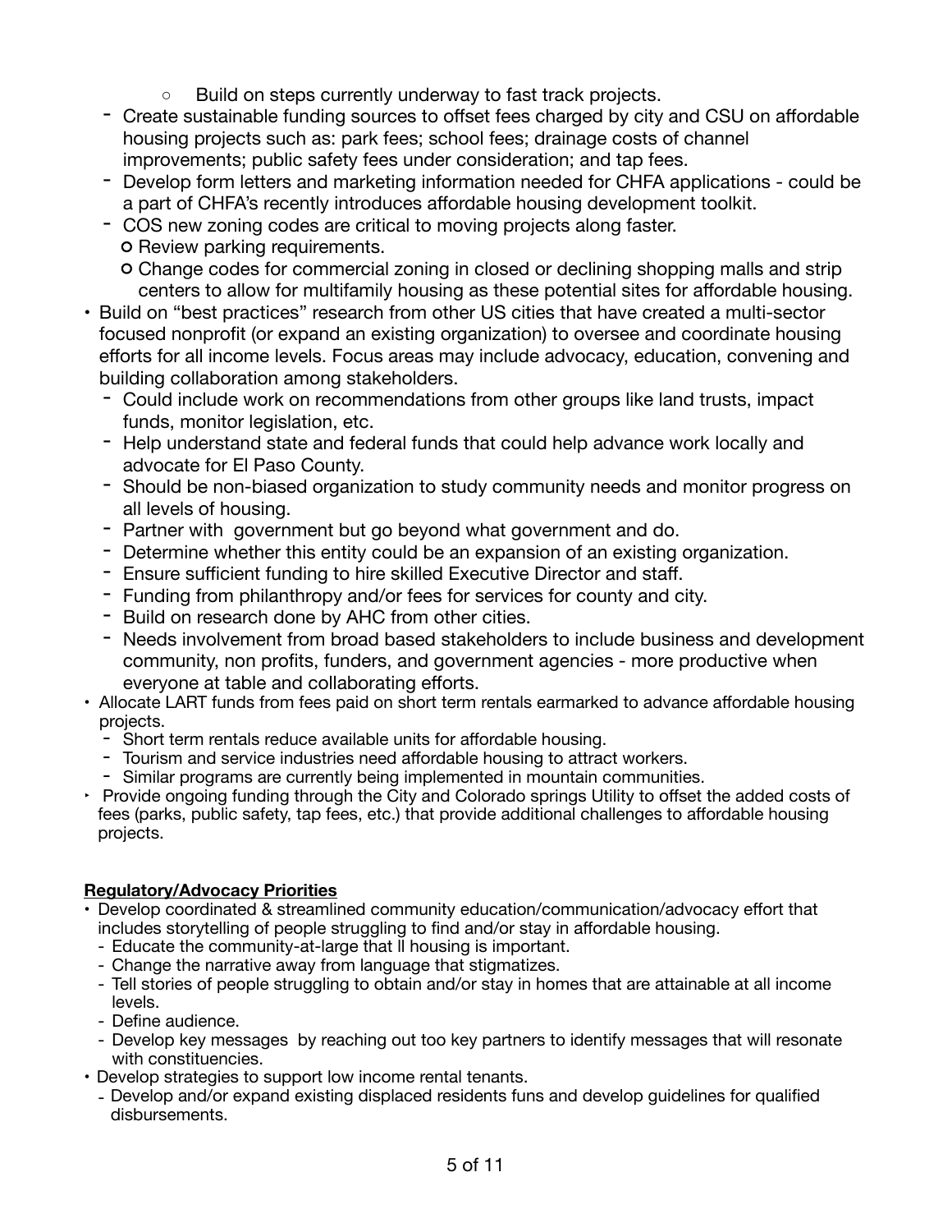- Build on steps currently underway to fast track projects.
  - Create sustainable funding sources to offset fees charged by city and CSU on affordable housing projects such as: park fees; school fees; drainage costs of channel improvements; public safety fees under consideration; and tap fees.
  - Develop form letters and marketing information needed for CHFA applications - could be a part of CHFA's recently introduces affordable housing development toolkit.
  - COS new zoning codes are critical to moving projects along faster.
    - Review parking requirements.
    - Change codes for commercial zoning in closed or declining shopping malls and strip centers to allow for multifamily housing as these potential sites for affordable housing.
- Build on "best practices" research from other US cities that have created a multi-sector focused nonprofit (or expand an existing organization) to oversee and coordinate housing efforts for all income levels. Focus areas may include advocacy, education, convening and building collaboration among stakeholders.
  - Could include work on recommendations from other groups like land trusts, impact funds, monitor legislation, etc.
  - Help understand state and federal funds that could help advance work locally and advocate for El Paso County.
  - Should be non-biased organization to study community needs and monitor progress on all levels of housing.
  - Partner with government but go beyond what government and do.
  - Determine whether this entity could be an expansion of an existing organization.
  - Ensure sufficient funding to hire skilled Executive Director and staff.
  - Funding from philanthropy and/or fees for services for county and city.
  - Build on research done by AHC from other cities.
  - Needs involvement from broad based stakeholders to include business and development community, non profits, funders, and government agencies - more productive when everyone at table and collaborating efforts.
- Allocate LART funds from fees paid on short term rentals earmarked to advance affordable housing projects.
  - Short term rentals reduce available units for affordable housing.
  - Tourism and service industries need affordable housing to attract workers.
  - Similar programs are currently being implemented in mountain communities.
- Provide ongoing funding through the City and Colorado springs Utility to offset the added costs of fees (parks, public safety, tap fees, etc.) that provide additional challenges to affordable housing projects.

**Regulatory/Advocacy Priorities**

- Develop coordinated & streamlined community education/communication/advocacy effort that includes storytelling of people struggling to find and/or stay in affordable housing.
  - Educate the community-at-large that ll housing is important.
  - Change the narrative away from language that stigmatizes.
  - Tell stories of people struggling to obtain and/or stay in homes that are attainable at all income levels.
  - Define audience.
  - Develop key messages by reaching out too key partners to identify messages that will resonate with constituencies.
- Develop strategies to support low income rental tenants.
  - Develop and/or expand existing displaced residents funs and develop guidelines for qualified disbursements.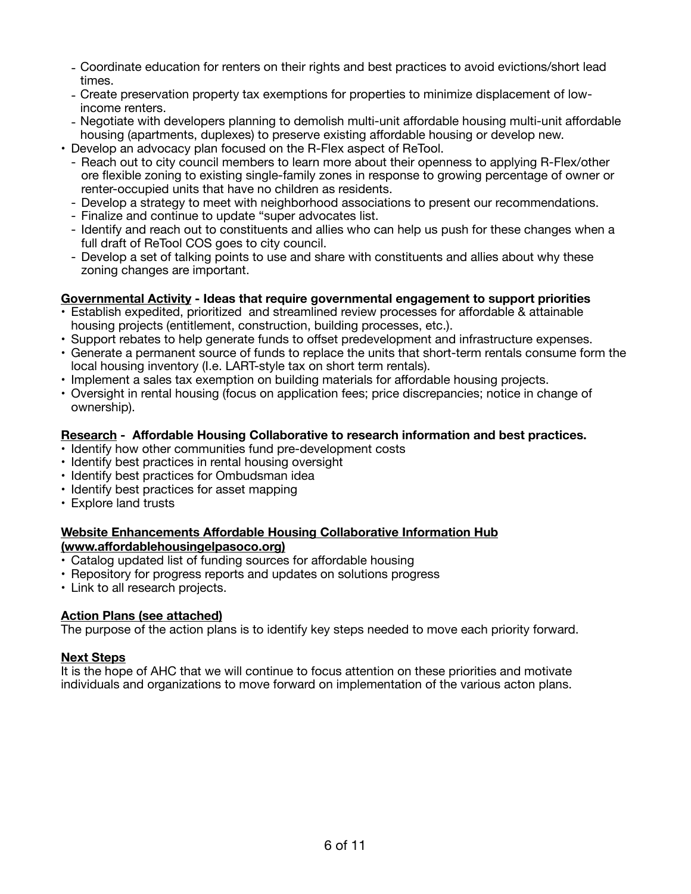- Coordinate education for renters on their rights and best practices to avoid evictions/short lead times.
  - Create preservation property tax exemptions for properties to minimize displacement of low-income renters.
  - Negotiate with developers planning to demolish multi-unit affordable housing multi-unit affordable housing (apartments, duplexes) to preserve existing affordable housing or develop new.
- Develop an advocacy plan focused on the R-Flex aspect of ReTool.
  - Reach out to city council members to learn more about their openness to applying R-Flex/other ore flexible zoning to existing single-family zones in response to growing percentage of owner or renter-occupied units that have no children as residents.
  - Develop a strategy to meet with neighborhood associations to present our recommendations.
  - Finalize and continue to update "super advocates list.
  - Identify and reach out to constituents and allies who can help us push for these changes when a full draft of ReTool COS goes to city council.
  - Develop a set of talking points to use and share with constituents and allies about why these zoning changes are important.

**<u>Governmental Activity</u> - Ideas that require governmental engagement to support priorities**

- Establish expedited, prioritized and streamlined review processes for affordable & attainable housing projects (entitlement, construction, building processes, etc.).
- Support rebates to help generate funds to offset predevelopment and infrastructure expenses.
- Generate a permanent source of funds to replace the units that short-term rentals consume form the local housing inventory (I.e. LART-style tax on short term rentals).
- Implement a sales tax exemption on building materials for affordable housing projects.
- Oversight in rental housing (focus on application fees; price discrepancies; notice in change of ownership).

**<u>Research</u> - Affordable Housing Collaborative to research information and best practices.**

- Identify how other communities fund pre-development costs
- Identify best practices in rental housing oversight
- Identify best practices for Ombudsman idea
- Identify best practices for asset mapping
- Explore land trusts

**<u>Website Enhancements Affordable Housing Collaborative Information Hub (www.affordablehousingelpasoco.org)</u>**

- Catalog updated list of funding sources for affordable housing
- Repository for progress reports and updates on solutions progress
- Link to all research projects.

**<u>Action Plans (see attached)</u>**

The purpose of the action plans is to identify key steps needed to move each priority forward.

**<u>Next Steps</u>**

It is the hope of AHC that we will continue to focus attention on these priorities and motivate individuals and organizations to move forward on implementation of the various acton plans.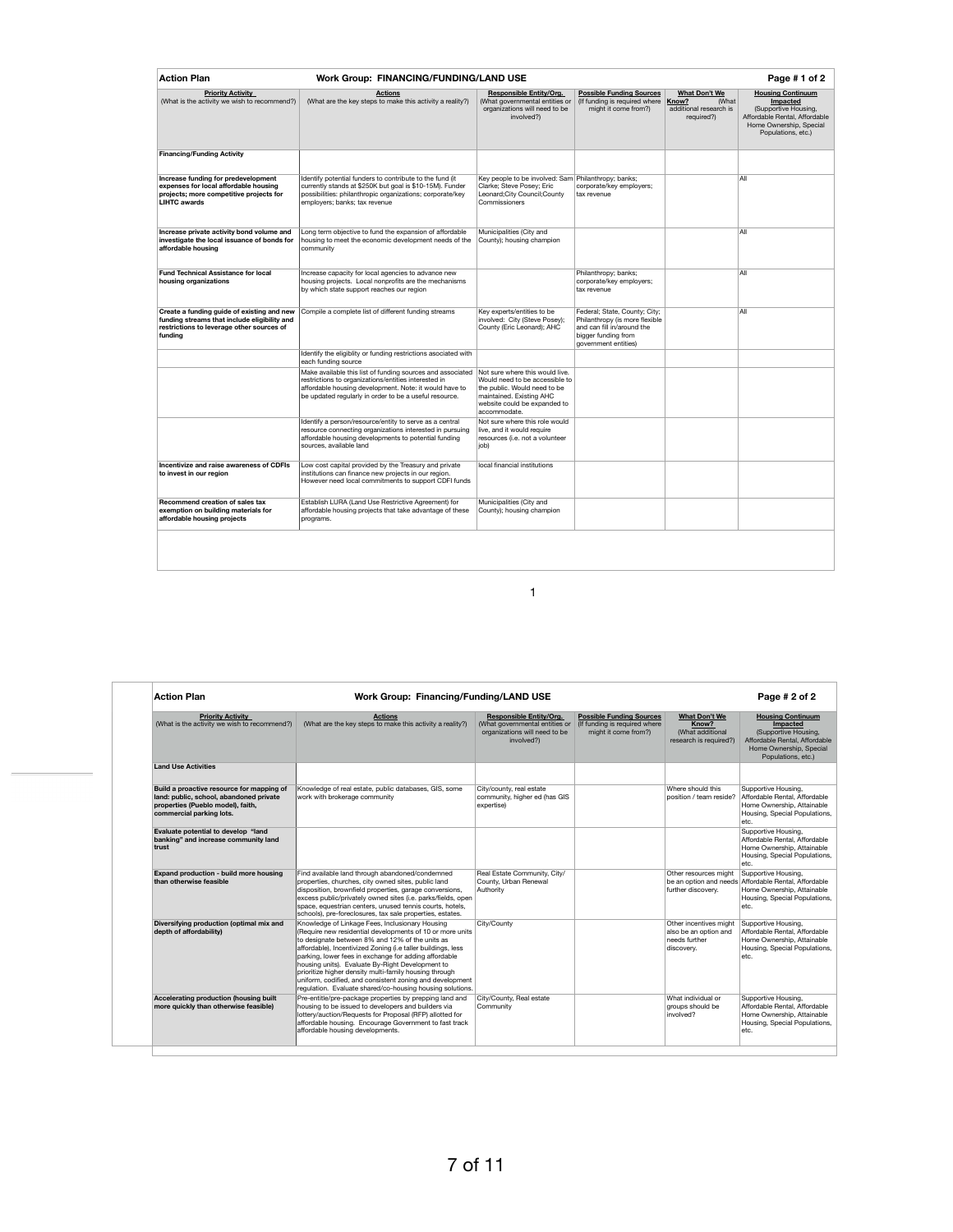## Action Plan — Work Group: FINANCING/FUNDING/LAND USE — Page # 1 of 2

| Priority Activity (What is the activity we wish to recommend?) | Actions (What are the key steps to make this activity a reality?) | Responsible Entity/Org. (What governmental entities or organizations will need to be involved?) | Possible Funding Sources (If funding is required where might it come from?) | What Don't We Know? (What additional research is required?) | Housing Continuum Impacted (Supportive Housing, Affordable Rental, Affordable Home Ownership, Special Populations, etc.) |
|---|---|---|---|---|---|
| **Financing/Funding Activity** | | | | | |
| **Increase funding for predevelopment expenses for local affordable housing projects; more competitive projects for LIHTC awards** | Identify potential funders to contribute to the fund (it currently stands at $250K but goal is $10-15M). Funder possibilities: philanthropic organizations; corporate/key employers; banks; tax revenue | Key people to be involved: Sam Clarke; Steve Posey; Eric Leonard;City Council;County Commissioners | Philanthropy; banks; corporate/key employers; tax revenue | | All |
| **Increase private activity bond volume and investigate the local issuance of bonds for affordable housing** | Long term objective to fund the expansion of affordable housing to meet the economic development needs of the community | Municipalities (City and County); housing champion | | | All |
| **Fund Technical Assistance for local housing organizations** | Increase capacity for local agencies to advance new housing projects. Local nonprofits are the mechanisms by which state support reaches our region | | Philanthropy; banks; corporate/key employers; tax revenue | | All |
| **Create a funding guide of existing and new funding streams that include eligibility and restrictions to leverage other sources of funding** | Compile a complete list of different funding streams | Key experts/entities to be involved: City (Steve Posey); County (Eric Leonard); AHC | Federal; State, County; City; Philanthropy (is more flexible and can fill in/around the bigger funding from government entities) | | All |
| | Identify the eligiblity or funding restrictions associated with each funding source | | | | |
| | Make available this list of funding sources and associated restrictions to organizations/entities interested in affordable housing development. Note: it would have to be updated regularly in order to be a useful resource. | Not sure where this would live. Would need to be accessible to the public. Would need to be maintained. Existing AHC website could be expanded to accommodate. | | | |
| | Identify a person/resource/entity to serve as a central resource connecting organizations interested in pursuing affordable housing developments to potential funding sources, available land | Not sure where this role would live, and it would require resources (i.e. not a volunteer job) | | | |
| **Incentivize and raise awareness of CDFIs to invest in our region** | Low cost capital provided by the Treasury and private institutions can finance new projects in our region. However need local commitments to support CDFI funds | local financial institutions | | | |
| **Recommend creation of sales tax exemption on building materials for affordable housing projects** | Establish LURA (Land Use Restrictive Agreement) for affordable housing projects that take advantage of these programs. | Municipalities (City and County); housing champion | | | |

## Action Plan — Work Group: Financing/Funding/LAND USE — Page # 2 of 2

| Priority Activity (What is the activity we wish to recommend?) | Actions (What are the key steps to make this activity a reality?) | Responsible Entity/Org. (What governmental entities or organizations will need to be involved?) | Possible Funding Sources (If funding is required where might it come from?) | What Don't We Know? (What additional research is required?) | Housing Continuum Impacted (Supportive Housing, Affordable Rental, Affordable Home Ownership, Special Populations, etc.) |
|---|---|---|---|---|---|
| **Land Use Activities** | | | | | |
| **Build a proactive resource for mapping of land: public, school, abandoned private properties (Pueblo model), faith, commercial parking lots.** | Knowledge of real estate, public databases, GIS, some work with brokerage community | City/county, real estate community, higher ed (has GIS expertise) | | Where should this position / team reside? | Supportive Housing, Affordable Rental, Affordable Home Ownership, Attainable Housing, Special Populations, etc. |
| **Evaluate potential to develop "land banking" and increase community land trust** | | | | | Supportive Housing, Affordable Rental, Affordable Home Ownership, Attainable Housing, Special Populations, etc. |
| **Expand production - build more housing than otherwise feasible** | Find available land through abandoned/condemned properties, churches, city owned sites, public land disposition, brownfield properties, garage conversions, excess public/privately owned sites (i.e. parks/fields, open space, equestrian centers, unused tennis courts, hotels, schools), pre-foreclosures, tax sale properties, estates. | Real Estate Community, City/ County, Urban Renewal Authority | | Other resources might be an option and needs further discovery. | Supportive Housing, Affordable Rental, Affordable Home Ownership, Attainable Housing, Special Populations, etc. |
| **Diversifying production (optimal mix and depth of affordability)** | Knowledge of Linkage Fees, Inclusionary Housing (Require new residential developments of 10 or more units to designate between 8% and 12% of the units as affordable), Incentivized Zoning (i.e taller buildings, less parking, lower fees in exchange for adding affordable housing units). Evaluate By-Right Development to prioritize higher density multi-family housing through uniform, codified, and consistent zoning and development regulation. Evaluate shared/co-housing housing solutions. | City/County | | Other incentives might also be an option and needs further discovery. | Supportive Housing, Affordable Rental, Affordable Home Ownership, Attainable Housing, Special Populations, etc. |
| **Accelerating production (housing built more quickly than otherwise feasible)** | Pre-entitle/pre-package properties by prepping land and housing to be issued to developers and builders via lottery/auction/Requests for Proposal (RFP) allotted for affordable housing. Encourage Government to fast track affordable housing developments. | City/County, Real estate Community | | What individual or groups should be involved? | Supportive Housing, Affordable Rental, Affordable Home Ownership, Attainable Housing, Special Populations, etc. |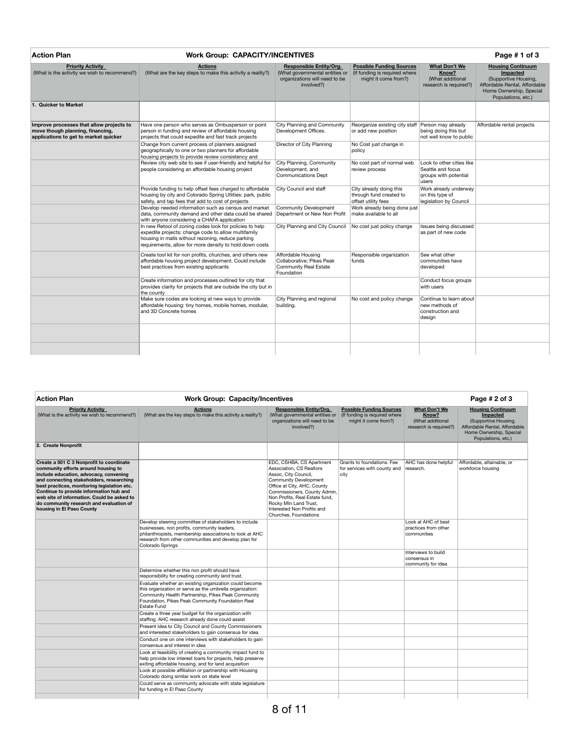## Action Plan — Work Group: CAPACITY/INCENTIVES — Page # 1 of 3

| Priority Activity (What is the activity we wish to recommend?) | Actions (What are the key steps to make this activity a reality?) | Responsible Entity/Org. (What governmental entities or organizations will need to be involved?) | Possible Funding Sources (If funding is required where might it come from?) | What Don't We Know? (What additional research is required?) | Housing Continuum Impacted (Supportive Housing, Affordable Rental, Affordable Home Ownership, Special Populations, etc.) |
|---|---|---|---|---|---|
| **1. Quicker to Market** | | | | | |
| **Improve processes that allow projects to move though planning, financing, applications to get to market quicker** | Have one person who serves as Ombusperson or point person in funding and review of affordable housing projects that could expedite and fast track projects | City Planning and Community Development Offices. | Reorganize existing city staff or add new position | Person may already being doing this but not well know to public | Affordable rental projects |
| | Change from current process of planners assigned geographically to one or two planners for affordable housing projects to provide review consistency and | Director of City Planning | No Cost just change in policy | | |
| | Review city web site to see if user-friendly and helpful for people considering an affordable housing project | City Planning, Community Development, and Communications Dept | No cost part of normal web review process | Look to other cities like Seattle and focus groups with potential users | |
| | Provide funding to help offset fees charged to affordable housing by city and Colorado Spring Utilities: park, public safety, and tap fees that add to cost of projects | City Council and staff | City already doing this through fund created to offset utility fees | Work already underway on this type of legislation by Council | |
| | Develop needed information such as census and market data, community demand and other data could be shared with anyone considering a CHAFA application | Community Development Department or New Non Profit | Work already being done just make available to all | | |
| | In new Retool of zoning codes look for policies to help expedite projects: change code to allow multifamily housing in malls without rezoning, reduce parking requirements, allow for more density to hold down costs | City Planning and City Council | No cost just policy change | Issues being discussed as part of new code | |
| | Create tool kit for non profits, churches, and others new affordable housing project development. Could include best practices from existing applicants | Affordable Housing Collaborative; Pikes Peak Community Real Estate Foundation | Responsible organization funds | See what other communities have developed | |
| | Create information and processes outlined for city that provides clarity for projects that are outside the city but in the county | | | Conduct focus groups with users | |
| | Make sure codes are looking at new ways to provide affordable housing: tiny homes, mobile homes, modular, and 3D Concrete homes | City Planning and regional building. | No cost and policy change | Continue to learn about new methods of construction and design | |
| | | | | | |
| | | | | | |

## Action Plan — Work Group: Capacity/Incentives — Page # 2 of 3

| Priority Activity (What is the activity we wish to recommend?) | Actions (What are the key steps to make this activity a reality?) | Responsible Entity/Org. (What governmental entities or organizations will need to be involved?) | Possible Funding Sources (If funding is required where might it come from?) | What Don't We Know? (What additional research is required?) | Housing Continuum Impacted (Supportive Housing, Affordable Rental, Affordable Home Ownership, Special Populations, etc.) |
|---|---|---|---|---|---|
| **2. Create Nonprofit** | | | | | |
| **Create a 501 C 3 Nonprofit to coordinate community efforts around housing to include education, advocacy, convening and connecting stakeholders, researching best practices, monitoring legislation etc. Continue to provide information hub and web site of information. Could be asked to do community research and evaluation of housing in El Paso County** | | EDC, CSHBA, CS Apartment Association, CS Realtors Assoc, City Council, Community Development Office at City, AHC, County Commissioners, County Admin, Non Profits, Real Estate fund, Rocky Mtn Land Trust, Interested Non Profits and Churches, Foundations | Grants to foundations. Fee for services with county and city | AHC has done helpful research. | Affordable, attainable, or workforce housing |
| | Develop steering committee of stakeholders to include businesses, non profits, community leaders, philanthropists, membership associations to look at AHC research from other communities and develop plan for Colorado Springs | | | Look at AHC of best practices from other communities | |
| | | | | Interviews to build consensus in community for idea | |
| | Determine whether this non profit should have responsibility for creating community land trust. | | | | |
| | Evaluate whether an existing organization could become this organization or serve as the umbrella organization: Community Health Partnership, Pikes Peak Community Foundation, Pikes Peak Community Foundation Real Estate Fund | | | | |
| | Create a three year budget for the organization with staffing. AHC research already done could assist | | | | |
| | Present idea to City Council and County Commissioners and interested stakeholders to gain consensus for idea | | | | |
| | Conduct one on one interviews with stakeholders to gain consensus and interest in idea | | | | |
| | Look at feasibility of creating a community impact fund to help provide low interest loans for projects, help preserve exiting affordable housing, and for land acquisition | | | | |
| | Look at possible affiliation or partnership with Housing Colorado doing similar work on state level | | | | |
| | Could serve as community advocate with state legislature for funding in El Paso County | | | | |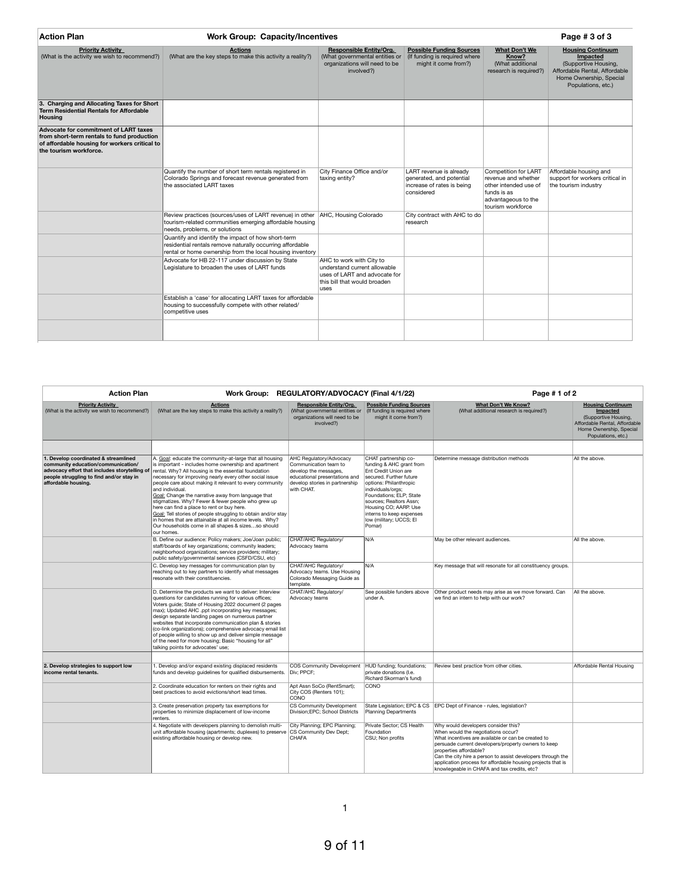**Action Plan** | **Work Group: Capacity/Incentives** | **Page # 3 of 3**

| Priority Activity (What is the activity we wish to recommend?) | Actions (What are the key steps to make this activity a reality?) | Responsible Entity/Org. (What governmental entities or organizations will need to be involved?) | Possible Funding Sources (If funding is required where might it come from?) | What Don't We Know? (What additional research is required?) | Housing Continuum Impacted (Supportive Housing, Affordable Rental, Affordable Home Ownership, Special Populations, etc.) |
|---|---|---|---|---|---|
| **3. Charging and Allocating Taxes for Short Term Residential Rentals for Affordable Housing** | | | | | |
| **Advocate for commitment of LART taxes from short-term rentals to fund production of affordable housing for workers critical to the tourism workforce.** | | | | | |
| | Quantify the number of short term rentals registered in Colorado Springs and forecast revenue generated from the associated LART taxes | City Finance Office and/or taxing entity? | LART revenue is already generated, and potential increase of rates is being considered | Competition for LART revenue and whether other intended use of funds is as advantageous to the tourism workforce | Affordable housing and support for workers critical in the tourism industry |
| | Review practices (sources/uses of LART revenue) in other tourism-related communities emerging affordable housing needs, problems, or solutions | AHC, Housing Colorado | City contract with AHC to do research | | |
| | Quantify and identify the impact of how short-term residential rentals remove naturally occurring affordable rental or home ownership from the local housing inventory | | | | |
| | Advocate for HB 22-117 under discussion by State Legislature to broaden the uses of LART funds | AHC to work with City to understand current allowable uses of LART and advocate for this bill that would broaden uses | | | |
| | Establish a 'case' for allocating LART taxes for affordable housing to successfully compete with other related/ competitive uses | | | | |
| | | | | | |

**Action Plan** | **Work Group: REGULATORY/ADVOCACY (Final 4/1/22)** | **Page # 1 of 2**

| Priority Activity (What is the activity we wish to recommend?) | Actions (What are the key steps to make this activity a reality?) | Responsible Entity/Org. (What governmental entities or organizations will need to be involved?) | Possible Funding Sources (If funding is required where might it come from?) | What Don't We Know? (What additional research is required?) | Housing Continuum Impacted (Supportive Housing, Affordable Rental, Affordable Home Ownership, Special Populations, etc.) |
|---|---|---|---|---|---|
| | | | | | |
| **1. Develop coordinated & streamlined community education/communication/ advocacy effort that includes storytelling of people struggling to find and/or stay in affordable housing.** | A. Goal: educate the community-at-large that all housing is important - includes home ownership and apartment rental. Why? All housing is the essential foundation necessary for improving nearly every other social issue people care about making it relevant to every community and individual. Goal: Change the narrative away from language that stigmatizes. Why? Fewer & fewer people who grew up here can find a place to rent or buy here. Goal: Tell stories of people struggling to obtain and/or stay in homes that are attainable at all income levels. Why? Our households come in all shapes & sizes…so should our homes. | AHC Regulatory/Advocacy Communication team to develop the messages, educational presentations and develop stories in partnership with CHAT. | CHAT partnership co-funding & AHC grant from Ent Credit Union are secured. Further future options: Philanthropic individuals/orgs; Foundations; ELP; State sources; Realtors Assn; Housing CO; AARP. Use interns to keep expenses low (military; UCCS; El Pomar) | Determine message distribution methods | All the above. |
| | B. Define our audience: Policy makers; Joe/Joan public; staff/boards of key organizations; community leaders; neighborhood organizations; service providers; military; public safety/governmental services (CSFD/CSU, etc) | CHAT/AHC Regulatory/ Advocacy teams | N/A | May be other relevant audiences. | All the above. |
| | C. Develop key messages for communication plan by reaching out to key partners to identify what messages resonate with their constituencies. | CHAT/AHC Regulatory/ Advocacy teams. Use Housing Colorado Messaging Guide as template. | N/A | Key message that will resonate for all constituency groups. | |
| | D. Determine the products we want to deliver: Interview questions for candidates running for various offices; Voters guide; State of Housing 2022 document (2 pages max); Updated AHC .ppt incorporating key messages; design separate landing pages on numerous partner websites that incorporate communication plan & stories (co-link organizations); comprehensive advocacy email list of people willing to show up and deliver simple message of the need for more housing; Basic "housing for all" talking points for advocates' use; | CHAT/AHC Regulatory/ Advocacy teams | See possible funders above under A. | Other product needs may arise as we move forward. Can we find an intern to help with our work? | All the above. |
| | | | | | |
| **2. Develop strategies to support low income rental tenants.** | 1. Develop and/or expand existing displaced residents funds and develop guidelines for qualified disbursements. | COS Community Development Div; PPCF; | HUD funding; foundations; private donations (I.e. Richard Skorman's fund) | Review best practice from other cities. | Affordable Rental Housing |
| | 2. Coordinate education for renters on their rights and best practices to avoid evictions/short lead times. | Apt Assn SoCo (RentSmart); City COS (Renters 101); CONO | CONO | | |
| | 3. Create preservation property tax exemptions for properties to minimize displacement of low-income renters. | CS Community Development Division;EPC; School Districts | State Legislation; EPC & CS Planning Departments | EPC Dept of Finance - rules, legislation? | |
| | 4. Negotiate with developers planning to demolish multi-unit affordable housing (apartments; duplexes) to preserve existing affordable housing or develop new. | City Planning; EPC Planning; CS Community Dev Dept; CHAFA | Private Sector; CS Health Foundation CSU; Non profits | Why would developers consider this? When would the negotiations occur? What incentives are available or can be created to persuade current developers/property owners to keep properties affordable? Can the city hire a person to assist developers through the application process for affordable housing projects that is knowlegeable in CHAFA and tax credits, etc? | |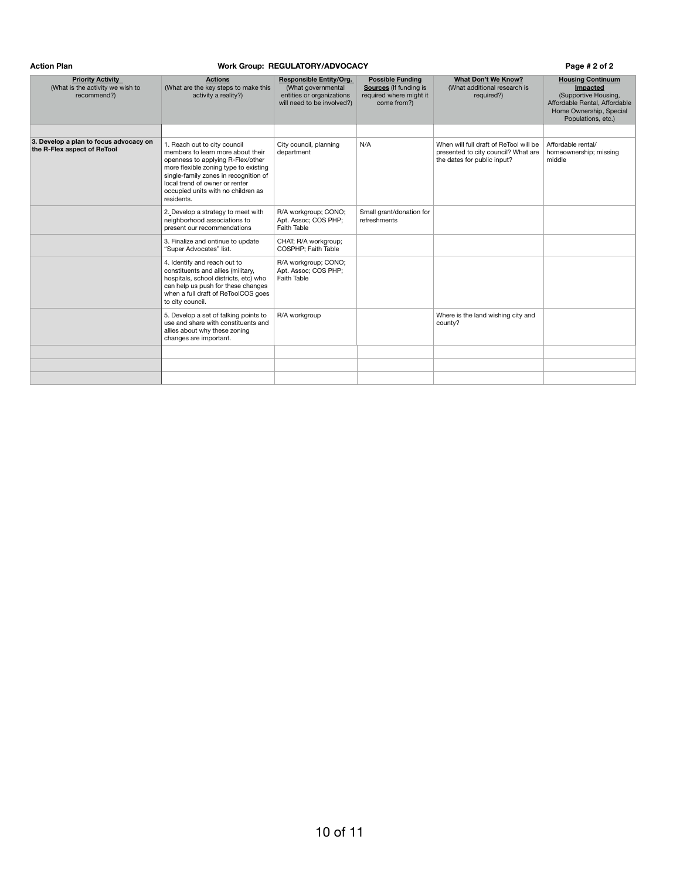**Action Plan** **Work Group: REGULATORY/ADVOCACY** **Page # 2 of 2**

| Priority Activity (What is the activity we wish to recommend?) | Actions (What are the key steps to make this activity a reality?) | Responsible Entity/Org. (What governmental entities or organizations will need to be involved?) | Possible Funding Sources (If funding is required where might it come from?) | What Don't We Know? (What additional research is required?) | Housing Continuum Impacted (Supportive Housing, Affordable Rental, Affordable Home Ownership, Special Populations, etc.) |
|---|---|---|---|---|---|
| | | | | | |
| **3. Develop a plan to focus advocacy on the R-Flex aspect of ReTool** | 1. Reach out to city council members to learn more about their openness to applying R-Flex/other more flexible zoning type to existing single-family zones in recognition of local trend of owner or renter occupied units with no children as residents. | City council, planning department | N/A | When will full draft of ReTool will be presented to city council? What are the dates for public input? | Affordable rental/ homeownership; missing middle |
| | 2. Develop a strategy to meet with neighborhood associations to present our recommendations | R/A workgroup; CONO; Apt. Assoc; COS PHP; Faith Table | Small grant/donation for refreshments | | |
| | 3. Finalize and ontinue to update "Super Advocates" list. | CHAT; R/A workgroup; COSPHP; Faith Table | | | |
| | 4. Identify and reach out to constituents and allies (military, hospitals, school districts, etc) who can help us push for these changes when a full draft of ReToolCOS goes to city council. | R/A workgroup; CONO; Apt. Assoc; COS PHP; Faith Table | | | |
| | 5. Develop a set of talking points to use and share with constituents and allies about why these zoning changes are important. | R/A workgroup | | Where is the land wishing city and county? | |
| | | | | | |
| | | | | | |
| | | | | | |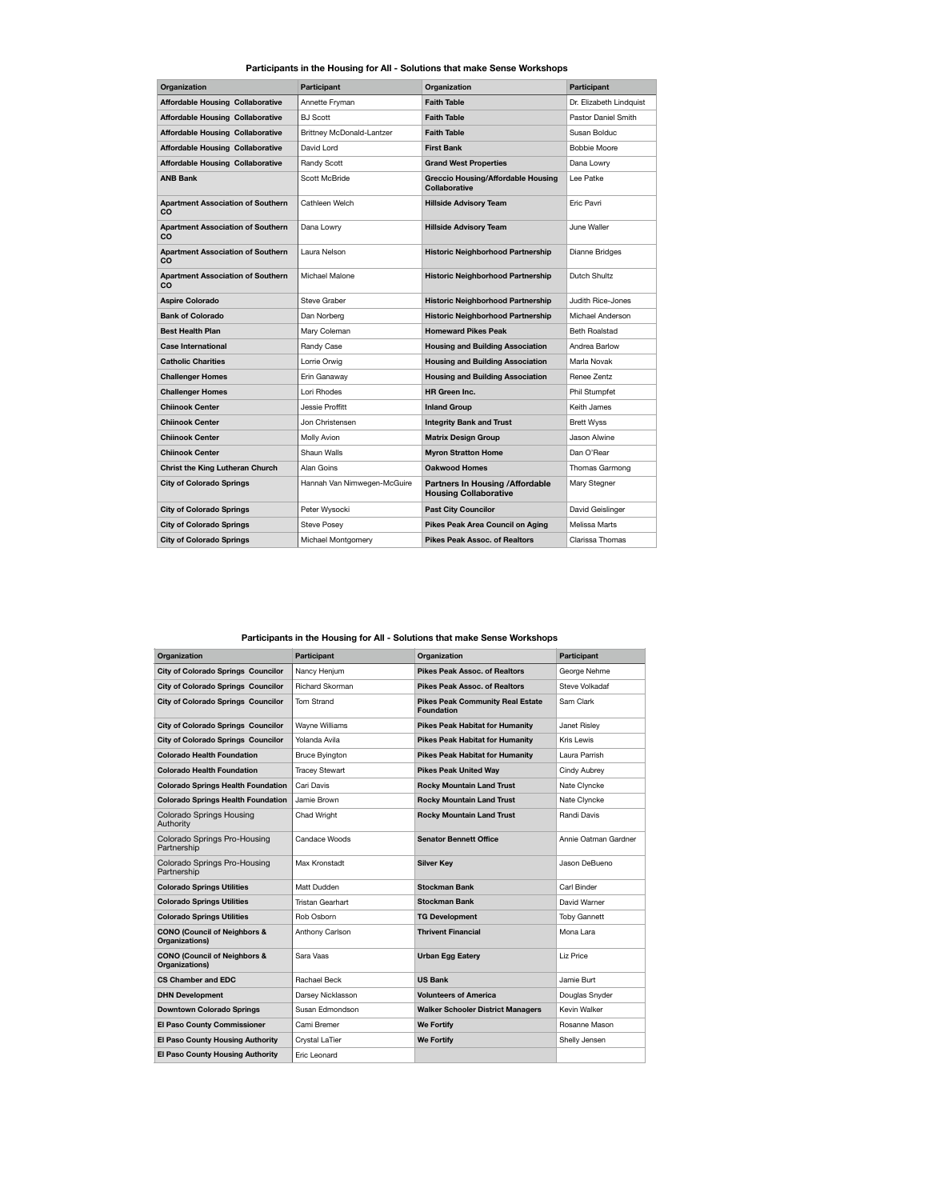**Participants in the Housing for All - Solutions that make Sense Workshops**

| Organization | Participant | Organization | Participant |
|---|---|---|---|
| **Affordable Housing Collaborative** | Annette Fryman | **Faith Table** | Dr. Elizabeth Lindquist |
| **Affordable Housing Collaborative** | BJ Scott | **Faith Table** | Pastor Daniel Smith |
| **Affordable Housing Collaborative** | Brittney McDonald-Lantzer | **Faith Table** | Susan Bolduc |
| **Affordable Housing Collaborative** | David Lord | **First Bank** | Bobbie Moore |
| **Affordable Housing Collaborative** | Randy Scott | **Grand West Properties** | Dana Lowry |
| **ANB Bank** | Scott McBride | **Greccio Housing/Affordable Housing Collaborative** | Lee Patke |
| **Apartment Association of Southern CO** | Cathleen Welch | **Hillside Advisory Team** | Eric Pavri |
| **Apartment Association of Southern CO** | Dana Lowry | **Hillside Advisory Team** | June Waller |
| **Apartment Association of Southern CO** | Laura Nelson | **Historic Neighborhood Partnership** | Dianne Bridges |
| **Apartment Association of Southern CO** | Michael Malone | **Historic Neighborhood Partnership** | Dutch Shultz |
| **Aspire Colorado** | Steve Graber | **Historic Neighborhood Partnership** | Judith Rice-Jones |
| **Bank of Colorado** | Dan Norberg | **Historic Neighborhood Partnership** | Michael Anderson |
| **Best Health Plan** | Mary Coleman | **Homeward Pikes Peak** | Beth Roalstad |
| **Case International** | Randy Case | **Housing and Building Association** | Andrea Barlow |
| **Catholic Charities** | Lorrie Orwig | **Housing and Building Association** | Marla Novak |
| **Challenger Homes** | Erin Ganaway | **Housing and Building Association** | Renee Zentz |
| **Challenger Homes** | Lori Rhodes | **HR Green Inc.** | Phil Stumpfet |
| **Chiinook Center** | Jessie Proffitt | **Inland Group** | Keith James |
| **Chiinook Center** | Jon Christensen | **Integrity Bank and Trust** | Brett Wyss |
| **Chiinook Center** | Molly Avion | **Matrix Design Group** | Jason Alwine |
| **Chiinook Center** | Shaun Walls | **Myron Stratton Home** | Dan O'Rear |
| **Christ the King Lutheran Church** | Alan Goins | **Oakwood Homes** | Thomas Garmong |
| **City of Colorado Springs** | Hannah Van Nimwegen-McGuire | **Partners In Housing /Affordable Housing Collaborative** | Mary Stegner |
| **City of Colorado Springs** | Peter Wysocki | **Past City Councilor** | David Geislinger |
| **City of Colorado Springs** | Steve Posey | **Pikes Peak Area Council on Aging** | Melissa Marts |
| **City of Colorado Springs** | Michael Montgomery | **Pikes Peak Assoc. of Realtors** | Clarissa Thomas |

**Participants in the Housing for All - Solutions that make Sense Workshops**

| Organization | Participant | Organization | Participant |
|---|---|---|---|
| **City of Colorado Springs Councilor** | Nancy Henjum | **Pikes Peak Assoc. of Realtors** | George Nehme |
| **City of Colorado Springs Councilor** | Richard Skorman | **Pikes Peak Assoc. of Realtors** | Steve Volkadaf |
| **City of Colorado Springs Councilor** | Tom Strand | **Pikes Peak Community Real Estate Foundation** | Sam Clark |
| **City of Colorado Springs Councilor** | Wayne Williams | **Pikes Peak Habitat for Humanity** | Janet Risley |
| **City of Colorado Springs Councilor** | Yolanda Avila | **Pikes Peak Habitat for Humanity** | Kris Lewis |
| **Colorado Health Foundation** | Bruce Byington | **Pikes Peak Habitat for Humanity** | Laura Parrish |
| **Colorado Health Foundation** | Tracey Stewart | **Pikes Peak United Way** | Cindy Aubrey |
| **Colorado Springs Health Foundation** | Cari Davis | **Rocky Mountain Land Trust** | Nate Clyncke |
| **Colorado Springs Health Foundation** | Jamie Brown | **Rocky Mountain Land Trust** | Nate Clyncke |
| Colorado Springs Housing Authority | Chad Wright | **Rocky Mountain Land Trust** | Randi Davis |
| Colorado Springs Pro-Housing Partnership | Candace Woods | **Senator Bennett Office** | Annie Oatman Gardner |
| Colorado Springs Pro-Housing Partnership | Max Kronstadt | **Silver Key** | Jason DeBueno |
| **Colorado Springs Utilities** | Matt Dudden | **Stockman Bank** | Carl Binder |
| **Colorado Springs Utilities** | Tristan Gearhart | **Stockman Bank** | David Warner |
| **Colorado Springs Utilities** | Rob Osborn | **TG Development** | Toby Gannett |
| **CONO (Council of Neighbors & Organizations)** | Anthony Carlson | **Thrivent Financial** | Mona Lara |
| **CONO (Council of Neighbors & Organizations)** | Sara Vaas | **Urban Egg Eatery** | Liz Price |
| **CS Chamber and EDC** | Rachael Beck | **US Bank** | Jamie Burt |
| **DHN Development** | Darsey Nicklasson | **Volunteers of America** | Douglas Snyder |
| **Downtown Colorado Springs** | Susan Edmondson | **Walker Schooler District Managers** | Kevin Walker |
| **El Paso County Commissioner** | Cami Bremer | **We Fortify** | Rosanne Mason |
| **El Paso County Housing Authority** | Crystal LaTier | **We Fortify** | Shelly Jensen |
| **El Paso County Housing Authority** | Eric Leonard | | |